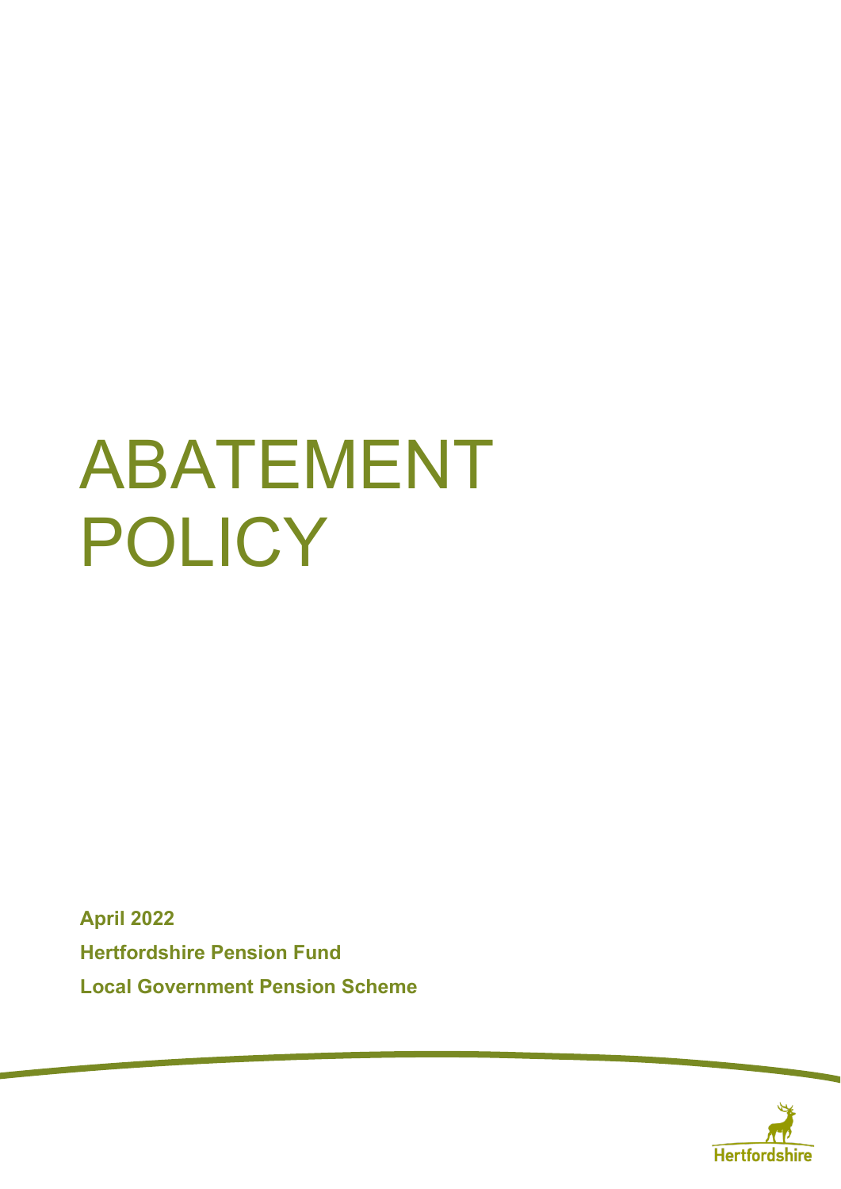# ABATEMENT POLICY

**April 2022**

**Hertfordshire Pension Fund**

**Local Government Pension Scheme**

Hertfordshire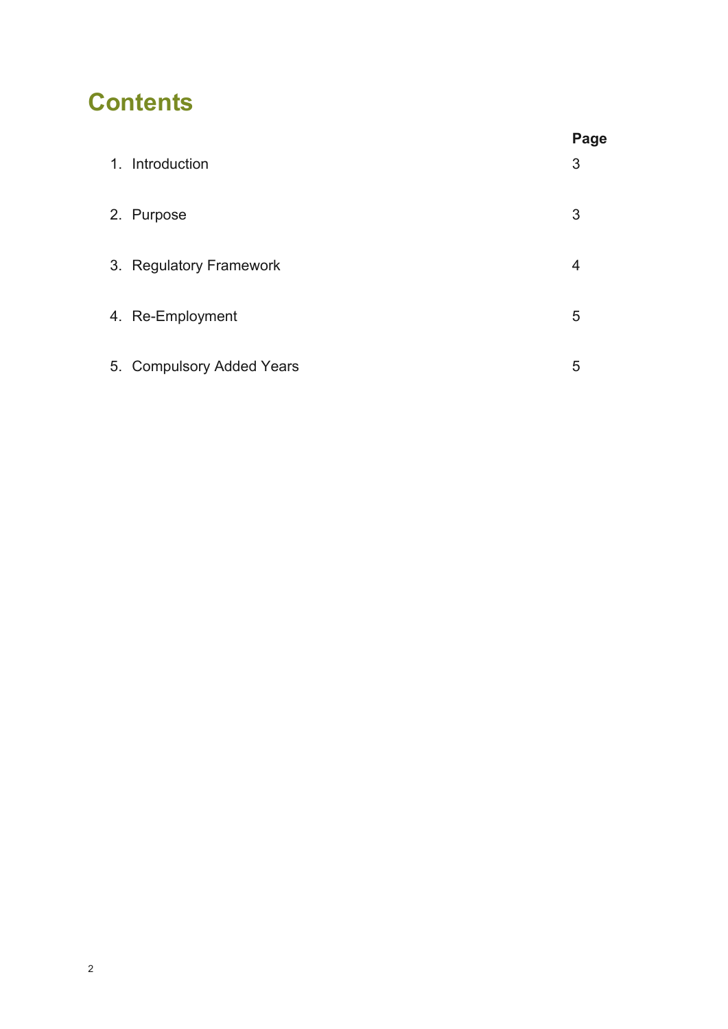# Contents

| | Page |
|---|---|
| 1. Introduction | 3 |
| 2. Purpose | 3 |
| 3. Regulatory Framework | 4 |
| 4. Re-Employment | 5 |
| 5. Compulsory Added Years | 5 |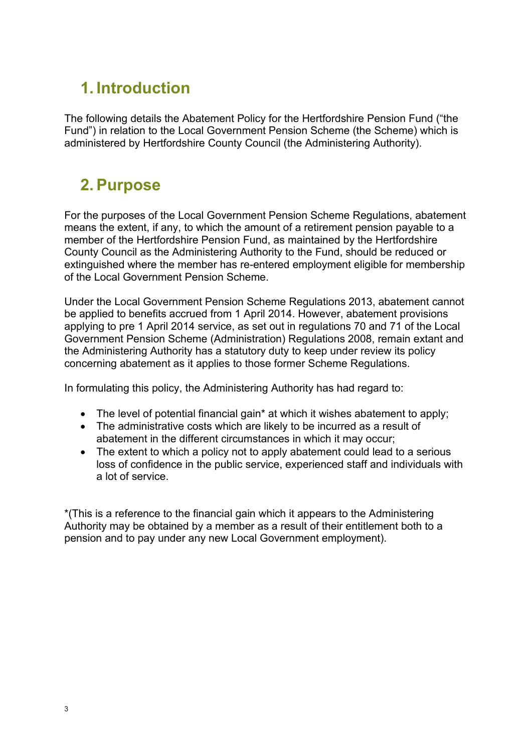# 1. Introduction

The following details the Abatement Policy for the Hertfordshire Pension Fund ("the Fund") in relation to the Local Government Pension Scheme (the Scheme) which is administered by Hertfordshire County Council (the Administering Authority).

# 2. Purpose

For the purposes of the Local Government Pension Scheme Regulations, abatement means the extent, if any, to which the amount of a retirement pension payable to a member of the Hertfordshire Pension Fund, as maintained by the Hertfordshire County Council as the Administering Authority to the Fund, should be reduced or extinguished where the member has re-entered employment eligible for membership of the Local Government Pension Scheme.

Under the Local Government Pension Scheme Regulations 2013, abatement cannot be applied to benefits accrued from 1 April 2014. However, abatement provisions applying to pre 1 April 2014 service, as set out in regulations 70 and 71 of the Local Government Pension Scheme (Administration) Regulations 2008, remain extant and the Administering Authority has a statutory duty to keep under review its policy concerning abatement as it applies to those former Scheme Regulations.

In formulating this policy, the Administering Authority has had regard to:

- The level of potential financial gain* at which it wishes abatement to apply;
- The administrative costs which are likely to be incurred as a result of abatement in the different circumstances in which it may occur;
- The extent to which a policy not to apply abatement could lead to a serious loss of confidence in the public service, experienced staff and individuals with a lot of service.

*(This is a reference to the financial gain which it appears to the Administering Authority may be obtained by a member as a result of their entitlement both to a pension and to pay under any new Local Government employment).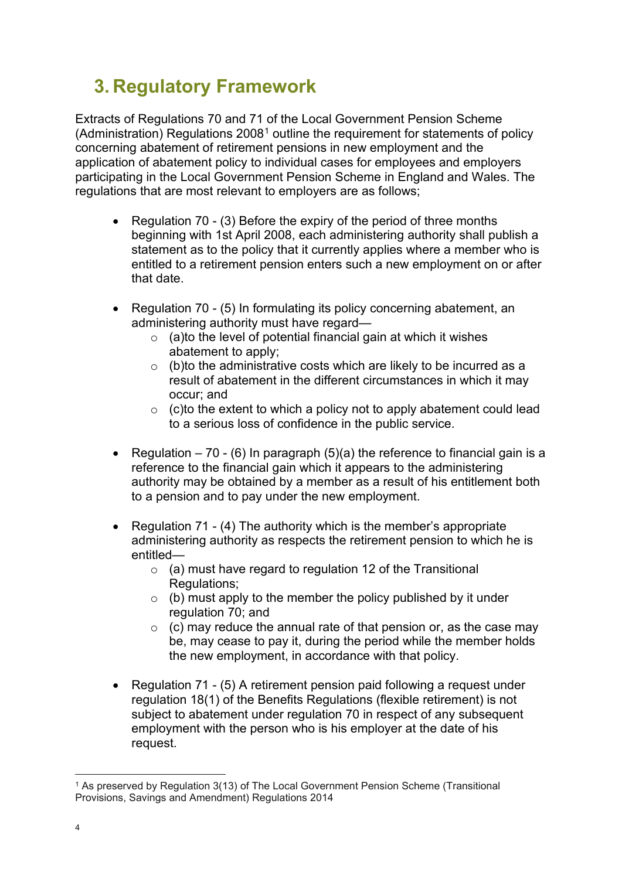# 3. Regulatory Framework

Extracts of Regulations 70 and 71 of the Local Government Pension Scheme (Administration) Regulations 2008[1] outline the requirement for statements of policy concerning abatement of retirement pensions in new employment and the application of abatement policy to individual cases for employees and employers participating in the Local Government Pension Scheme in England and Wales. The regulations that are most relevant to employers are as follows;

- Regulation 70 - (3) Before the expiry of the period of three months beginning with 1st April 2008, each administering authority shall publish a statement as to the policy that it currently applies where a member who is entitled to a retirement pension enters such a new employment on or after that date.

- Regulation 70 - (5) In formulating its policy concerning abatement, an administering authority must have regard—
  - (a)to the level of potential financial gain at which it wishes abatement to apply;
  - (b)to the administrative costs which are likely to be incurred as a result of abatement in the different circumstances in which it may occur; and
  - (c)to the extent to which a policy not to apply abatement could lead to a serious loss of confidence in the public service.

- Regulation – 70 - (6) In paragraph (5)(a) the reference to financial gain is a reference to the financial gain which it appears to the administering authority may be obtained by a member as a result of his entitlement both to a pension and to pay under the new employment.

- Regulation 71 - (4) The authority which is the member's appropriate administering authority as respects the retirement pension to which he is entitled—
  - (a) must have regard to regulation 12 of the Transitional Regulations;
  - (b) must apply to the member the policy published by it under regulation 70; and
  - (c) may reduce the annual rate of that pension or, as the case may be, may cease to pay it, during the period while the member holds the new employment, in accordance with that policy.

- Regulation 71 - (5) A retirement pension paid following a request under regulation 18(1) of the Benefits Regulations (flexible retirement) is not subject to abatement under regulation 70 in respect of any subsequent employment with the person who is his employer at the date of his request.

---

[1] As preserved by Regulation 3(13) of The Local Government Pension Scheme (Transitional Provisions, Savings and Amendment) Regulations 2014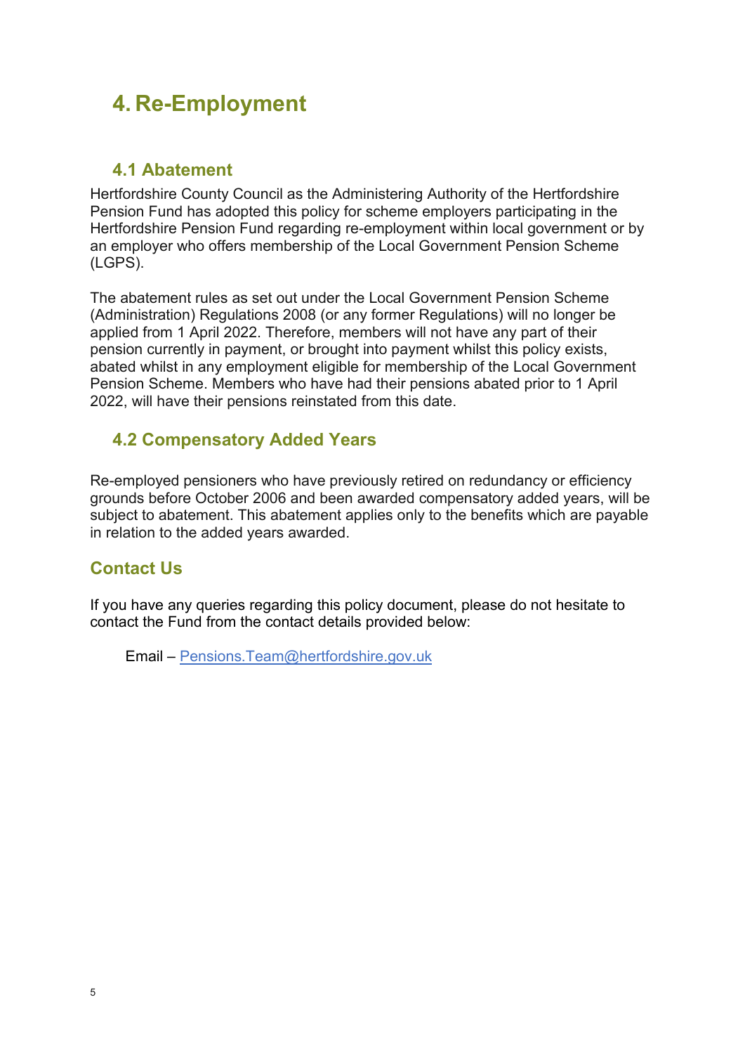# 4. Re-Employment

## 4.1 Abatement

Hertfordshire County Council as the Administering Authority of the Hertfordshire Pension Fund has adopted this policy for scheme employers participating in the Hertfordshire Pension Fund regarding re-employment within local government or by an employer who offers membership of the Local Government Pension Scheme (LGPS).

The abatement rules as set out under the Local Government Pension Scheme (Administration) Regulations 2008 (or any former Regulations) will no longer be applied from 1 April 2022. Therefore, members will not have any part of their pension currently in payment, or brought into payment whilst this policy exists, abated whilst in any employment eligible for membership of the Local Government Pension Scheme. Members who have had their pensions abated prior to 1 April 2022, will have their pensions reinstated from this date.

## 4.2 Compensatory Added Years

Re-employed pensioners who have previously retired on redundancy or efficiency grounds before October 2006 and been awarded compensatory added years, will be subject to abatement. This abatement applies only to the benefits which are payable in relation to the added years awarded.

## Contact Us

If you have any queries regarding this policy document, please do not hesitate to contact the Fund from the contact details provided below:

Email – Pensions.Team@hertfordshire.gov.uk